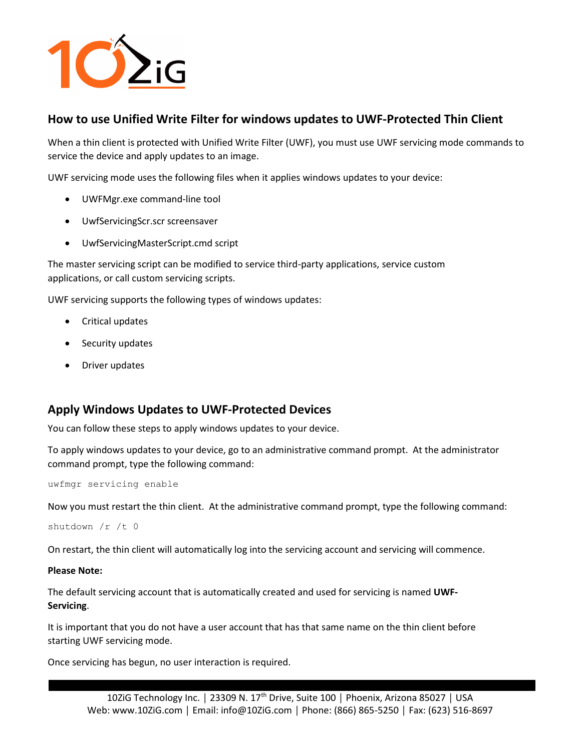## How to use Unified Write Filter for windows updates to UWF-Protected Thin Client

When a thin client is protected with Unified Write Filter (UWF), you must use UWF servicing mode commands to service the device and apply updates to an image.

UWF servicing mode uses the following files when it applies windows updates to your device:

- UWFMgr.exe command-line tool
- UwfServicingScr.scr screensaver
- UwfServicingMasterScript.cmd script

The master servicing script can be modified to service third-party applications, service custom applications, or call custom servicing scripts.

UWF servicing supports the following types of windows updates:

- Critical updates
- Security updates
- Driver updates

## Apply Windows Updates to UWF-Protected Devices

You can follow these steps to apply windows updates to your device.

To apply windows updates to your device, go to an administrative command prompt. At the administrator command prompt, type the following command:

```
uwfmgr servicing enable
```

Now you must restart the thin client. At the administrative command prompt, type the following command:

```
shutdown /r /t 0
```

On restart, the thin client will automatically log into the servicing account and servicing will commence.

**Please Note:**

The default servicing account that is automatically created and used for servicing is named **UWF-Servicing**.

It is important that you do not have a user account that has that same name on the thin client before starting UWF servicing mode.

Once servicing has begun, no user interaction is required.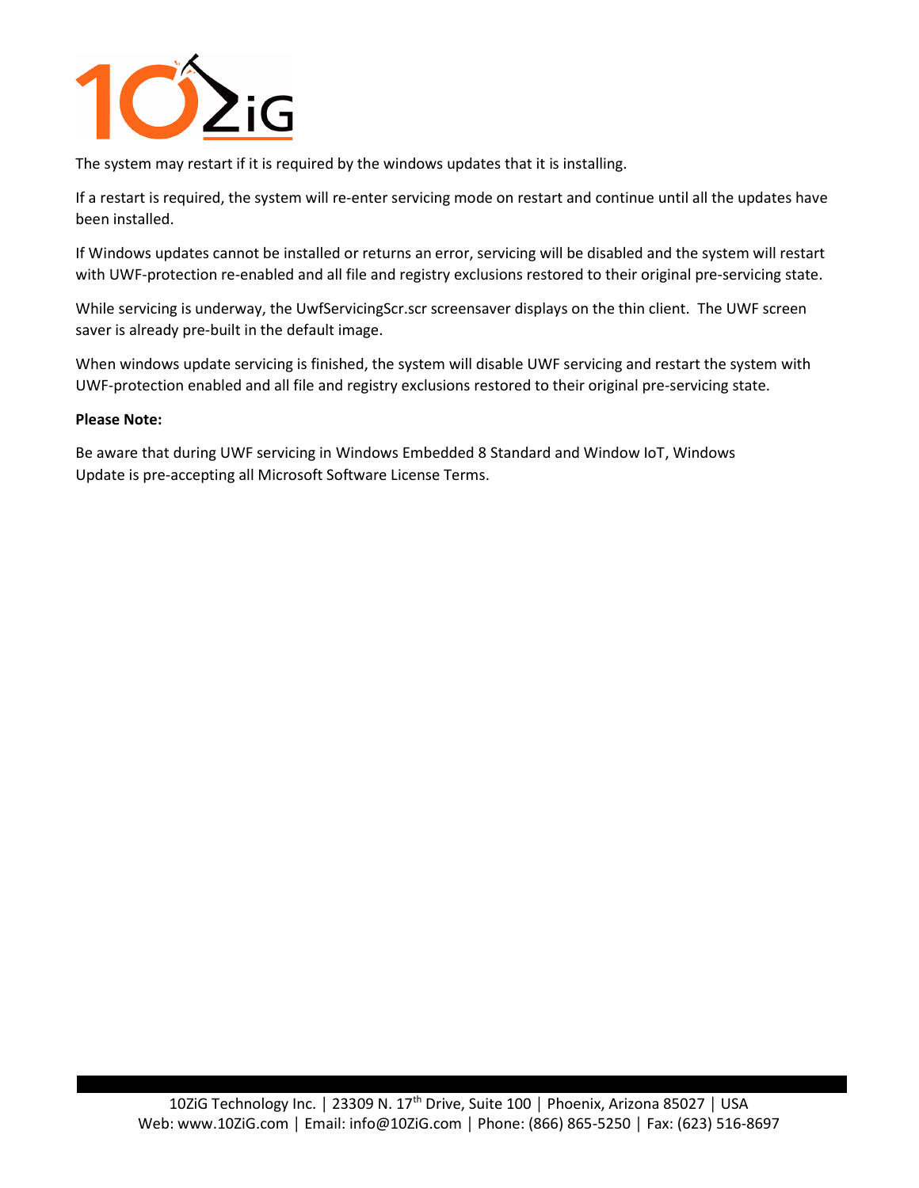The system may restart if it is required by the windows updates that it is installing.

If a restart is required, the system will re-enter servicing mode on restart and continue until all the updates have been installed.

If Windows updates cannot be installed or returns an error, servicing will be disabled and the system will restart with UWF-protection re-enabled and all file and registry exclusions restored to their original pre-servicing state.

While servicing is underway, the UwfServicingScr.scr screensaver displays on the thin client. The UWF screen saver is already pre-built in the default image.

When windows update servicing is finished, the system will disable UWF servicing and restart the system with UWF-protection enabled and all file and registry exclusions restored to their original pre-servicing state.

**Please Note:**

Be aware that during UWF servicing in Windows Embedded 8 Standard and Window IoT, Windows Update is pre-accepting all Microsoft Software License Terms.